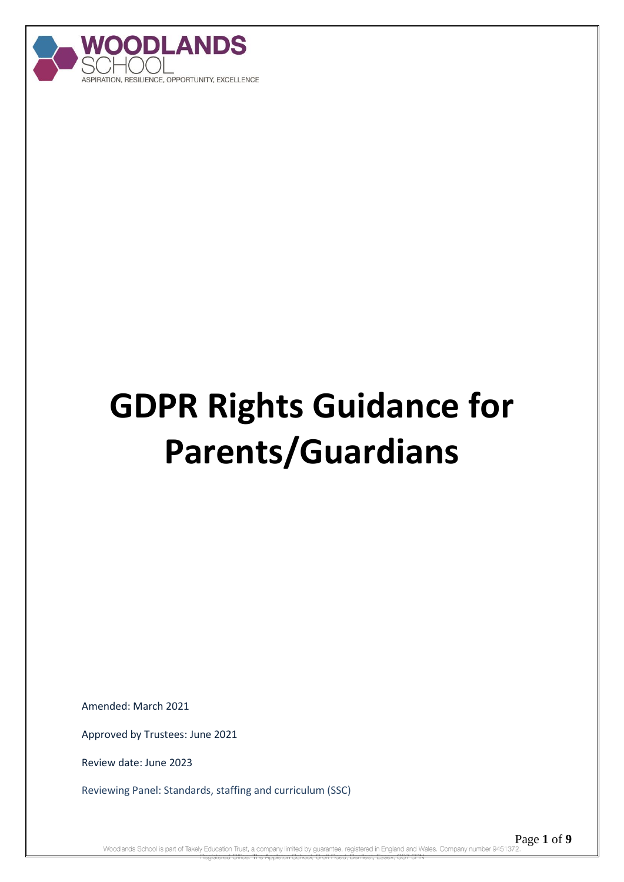WOODLANDS SCHOOL

ASPIRATION, RESILIENCE, OPPORTUNITY, EXCELLENCE

# GDPR Rights Guidance for Parents/Guardians

Amended: March 2021

Approved by Trustees: June 2021

Review date: June 2023

Reviewing Panel: Standards, staffing and curriculum (SSC)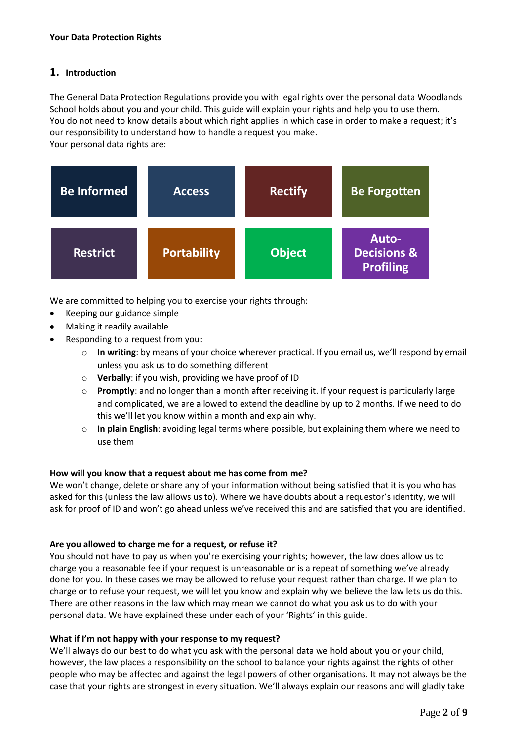**Your Data Protection Rights**

## 1. Introduction

The General Data Protection Regulations provide you with legal rights over the personal data Woodlands School holds about you and your child. This guide will explain your rights and help you to use them.
You do not need to know details about which right applies in which case in order to make a request; it's our responsibility to understand how to handle a request you make.
Your personal data rights are:

| Be Informed | Access | Rectify | Be Forgotten |
|---|---|---|---|
| Restrict | Portability | Object | Auto-Decisions & Profiling |

We are committed to helping you to exercise your rights through:

- Keeping our guidance simple
- Making it readily available
- Responding to a request from you:
    - **In writing**: by means of your choice wherever practical. If you email us, we'll respond by email unless you ask us to do something different
    - **Verbally**: if you wish, providing we have proof of ID
    - **Promptly**: and no longer than a month after receiving it. If your request is particularly large and complicated, we are allowed to extend the deadline by up to 2 months. If we need to do this we'll let you know within a month and explain why.
    - **In plain English**: avoiding legal terms where possible, but explaining them where we need to use them

**How will you know that a request about me has come from me?**
We won't change, delete or share any of your information without being satisfied that it is you who has asked for this (unless the law allows us to). Where we have doubts about a requestor's identity, we will ask for proof of ID and won't go ahead unless we've received this and are satisfied that you are identified.

**Are you allowed to charge me for a request, or refuse it?**
You should not have to pay us when you're exercising your rights; however, the law does allow us to charge you a reasonable fee if your request is unreasonable or is a repeat of something we've already done for you. In these cases we may be allowed to refuse your request rather than charge. If we plan to charge or to refuse your request, we will let you know and explain why we believe the law lets us do this. There are other reasons in the law which may mean we cannot do what you ask us to do with your personal data. We have explained these under each of your 'Rights' in this guide.

**What if I'm not happy with your response to my request?**
We'll always do our best to do what you ask with the personal data we hold about you or your child, however, the law places a responsibility on the school to balance your rights against the rights of other people who may be affected and against the legal powers of other organisations. It may not always be the case that your rights are strongest in every situation. We'll always explain our reasons and will gladly take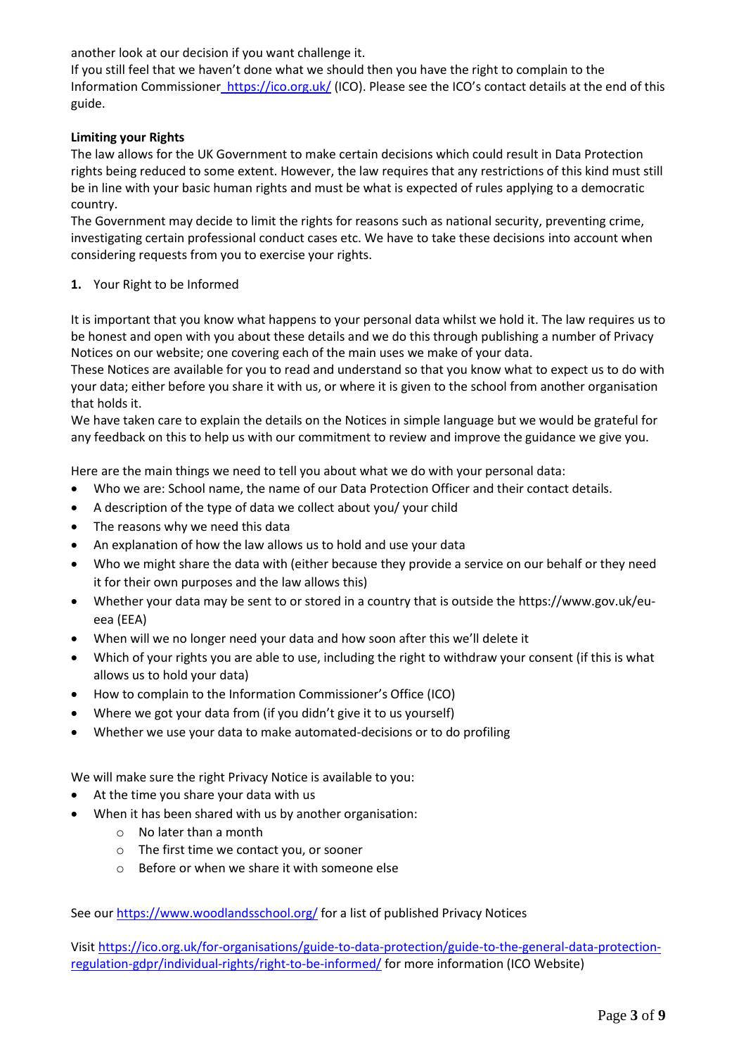another look at our decision if you want challenge it.
If you still feel that we haven't done what we should then you have the right to complain to the Information Commissioner https://ico.org.uk/ (ICO). Please see the ICO's contact details at the end of this guide.

**Limiting your Rights**

The law allows for the UK Government to make certain decisions which could result in Data Protection rights being reduced to some extent. However, the law requires that any restrictions of this kind must still be in line with your basic human rights and must be what is expected of rules applying to a democratic country.
The Government may decide to limit the rights for reasons such as national security, preventing crime, investigating certain professional conduct cases etc. We have to take these decisions into account when considering requests from you to exercise your rights.

**1.** Your Right to be Informed

It is important that you know what happens to your personal data whilst we hold it. The law requires us to be honest and open with you about these details and we do this through publishing a number of Privacy Notices on our website; one covering each of the main uses we make of your data.
These Notices are available for you to read and understand so that you know what to expect us to do with your data; either before you share it with us, or where it is given to the school from another organisation that holds it.
We have taken care to explain the details on the Notices in simple language but we would be grateful for any feedback on this to help us with our commitment to review and improve the guidance we give you.

Here are the main things we need to tell you about what we do with your personal data:

- Who we are: School name, the name of our Data Protection Officer and their contact details.
- A description of the type of data we collect about you/ your child
- The reasons why we need this data
- An explanation of how the law allows us to hold and use your data
- Who we might share the data with (either because they provide a service on our behalf or they need it for their own purposes and the law allows this)
- Whether your data may be sent to or stored in a country that is outside the https://www.gov.uk/eu-eea (EEA)
- When will we no longer need your data and how soon after this we'll delete it
- Which of your rights you are able to use, including the right to withdraw your consent (if this is what allows us to hold your data)
- How to complain to the Information Commissioner's Office (ICO)
- Where we got your data from (if you didn't give it to us yourself)
- Whether we use your data to make automated-decisions or to do profiling

We will make sure the right Privacy Notice is available to you:

- At the time you share your data with us
- When it has been shared with us by another organisation:
  - No later than a month
  - The first time we contact you, or sooner
  - Before or when we share it with someone else

See our https://www.woodlandsschool.org/ for a list of published Privacy Notices

Visit https://ico.org.uk/for-organisations/guide-to-data-protection/guide-to-the-general-data-protection-regulation-gdpr/individual-rights/right-to-be-informed/ for more information (ICO Website)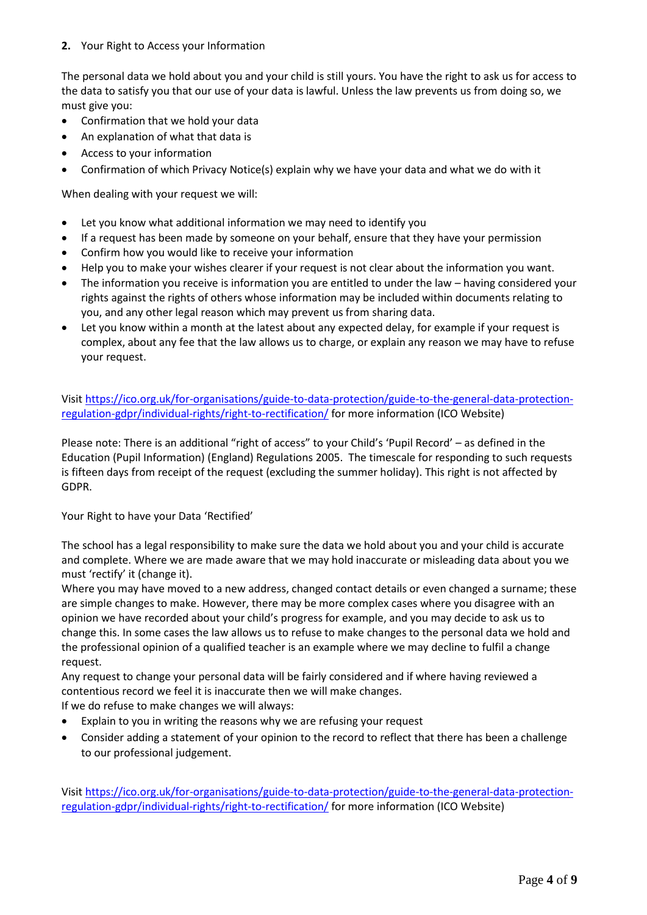**2.** Your Right to Access your Information

The personal data we hold about you and your child is still yours. You have the right to ask us for access to the data to satisfy you that our use of your data is lawful. Unless the law prevents us from doing so, we must give you:

- Confirmation that we hold your data
- An explanation of what that data is
- Access to your information
- Confirmation of which Privacy Notice(s) explain why we have your data and what we do with it

When dealing with your request we will:

- Let you know what additional information we may need to identify you
- If a request has been made by someone on your behalf, ensure that they have your permission
- Confirm how you would like to receive your information
- Help you to make your wishes clearer if your request is not clear about the information you want.
- The information you receive is information you are entitled to under the law – having considered your rights against the rights of others whose information may be included within documents relating to you, and any other legal reason which may prevent us from sharing data.
- Let you know within a month at the latest about any expected delay, for example if your request is complex, about any fee that the law allows us to charge, or explain any reason we may have to refuse your request.

Visit [https://ico.org.uk/for-organisations/guide-to-data-protection/guide-to-the-general-data-protection-regulation-gdpr/individual-rights/right-to-rectification/](https://ico.org.uk/for-organisations/guide-to-data-protection/guide-to-the-general-data-protection-regulation-gdpr/individual-rights/right-to-rectification/) for more information (ICO Website)

Please note: There is an additional "right of access" to your Child's 'Pupil Record' – as defined in the Education (Pupil Information) (England) Regulations 2005. The timescale for responding to such requests is fifteen days from receipt of the request (excluding the summer holiday). This right is not affected by GDPR.

Your Right to have your Data 'Rectified'

The school has a legal responsibility to make sure the data we hold about you and your child is accurate and complete. Where we are made aware that we may hold inaccurate or misleading data about you we must 'rectify' it (change it).

Where you may have moved to a new address, changed contact details or even changed a surname; these are simple changes to make. However, there may be more complex cases where you disagree with an opinion we have recorded about your child's progress for example, and you may decide to ask us to change this. In some cases the law allows us to refuse to make changes to the personal data we hold and the professional opinion of a qualified teacher is an example where we may decline to fulfil a change request.

Any request to change your personal data will be fairly considered and if where having reviewed a contentious record we feel it is inaccurate then we will make changes.

If we do refuse to make changes we will always:

- Explain to you in writing the reasons why we are refusing your request
- Consider adding a statement of your opinion to the record to reflect that there has been a challenge to our professional judgement.

Visit [https://ico.org.uk/for-organisations/guide-to-data-protection/guide-to-the-general-data-protection-regulation-gdpr/individual-rights/right-to-rectification/](https://ico.org.uk/for-organisations/guide-to-data-protection/guide-to-the-general-data-protection-regulation-gdpr/individual-rights/right-to-rectification/) for more information (ICO Website)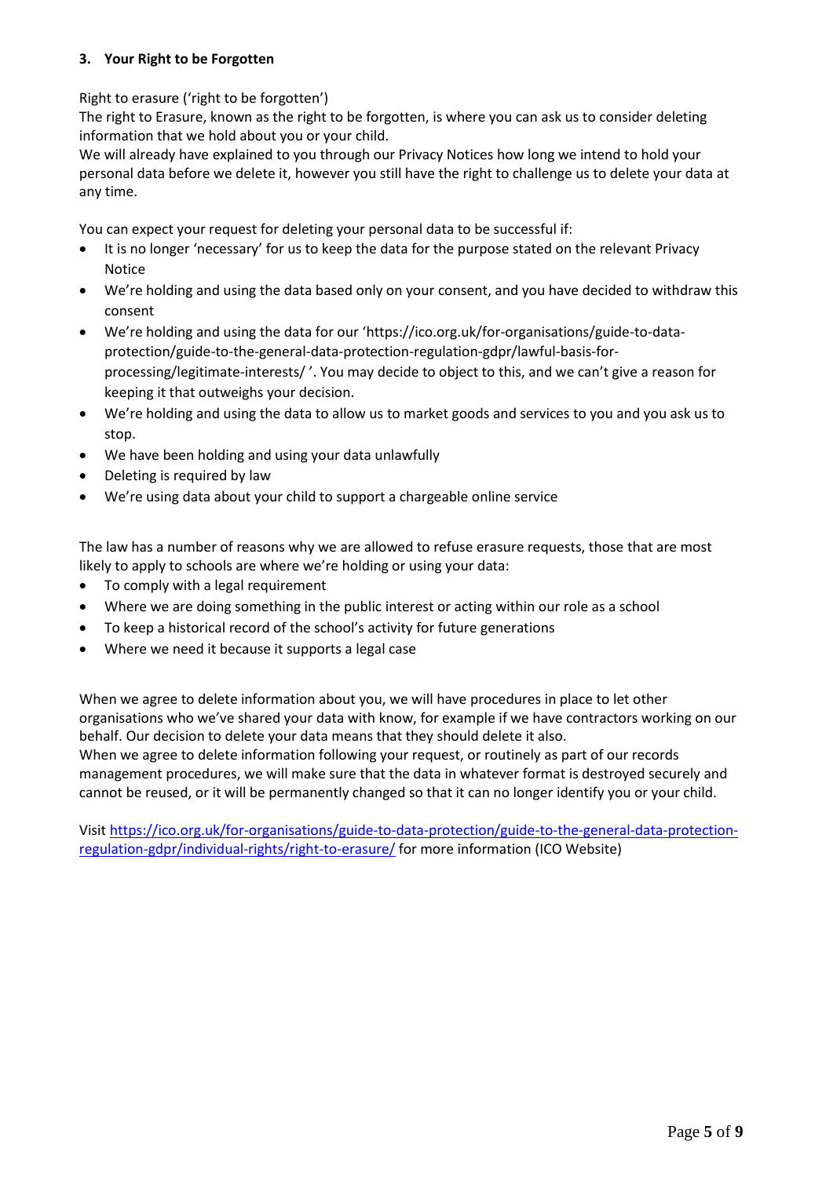### 3. Your Right to be Forgotten

Right to erasure ('right to be forgotten')
The right to Erasure, known as the right to be forgotten, is where you can ask us to consider deleting information that we hold about you or your child.
We will already have explained to you through our Privacy Notices how long we intend to hold your personal data before we delete it, however you still have the right to challenge us to delete your data at any time.

You can expect your request for deleting your personal data to be successful if:

- It is no longer 'necessary' for us to keep the data for the purpose stated on the relevant Privacy Notice
- We're holding and using the data based only on your consent, and you have decided to withdraw this consent
- We're holding and using the data for our 'https://ico.org.uk/for-organisations/guide-to-data-protection/guide-to-the-general-data-protection-regulation-gdpr/lawful-basis-for-processing/legitimate-interests/ '. You may decide to object to this, and we can't give a reason for keeping it that outweighs your decision.
- We're holding and using the data to allow us to market goods and services to you and you ask us to stop.
- We have been holding and using your data unlawfully
- Deleting is required by law
- We're using data about your child to support a chargeable online service

The law has a number of reasons why we are allowed to refuse erasure requests, those that are most likely to apply to schools are where we're holding or using your data:

- To comply with a legal requirement
- Where we are doing something in the public interest or acting within our role as a school
- To keep a historical record of the school's activity for future generations
- Where we need it because it supports a legal case

When we agree to delete information about you, we will have procedures in place to let other organisations who we've shared your data with know, for example if we have contractors working on our behalf. Our decision to delete your data means that they should delete it also.
When we agree to delete information following your request, or routinely as part of our records management procedures, we will make sure that the data in whatever format is destroyed securely and cannot be reused, or it will be permanently changed so that it can no longer identify you or your child.

Visit [https://ico.org.uk/for-organisations/guide-to-data-protection/guide-to-the-general-data-protection-regulation-gdpr/individual-rights/right-to-erasure/](https://ico.org.uk/for-organisations/guide-to-data-protection/guide-to-the-general-data-protection-regulation-gdpr/individual-rights/right-to-erasure/) for more information (ICO Website)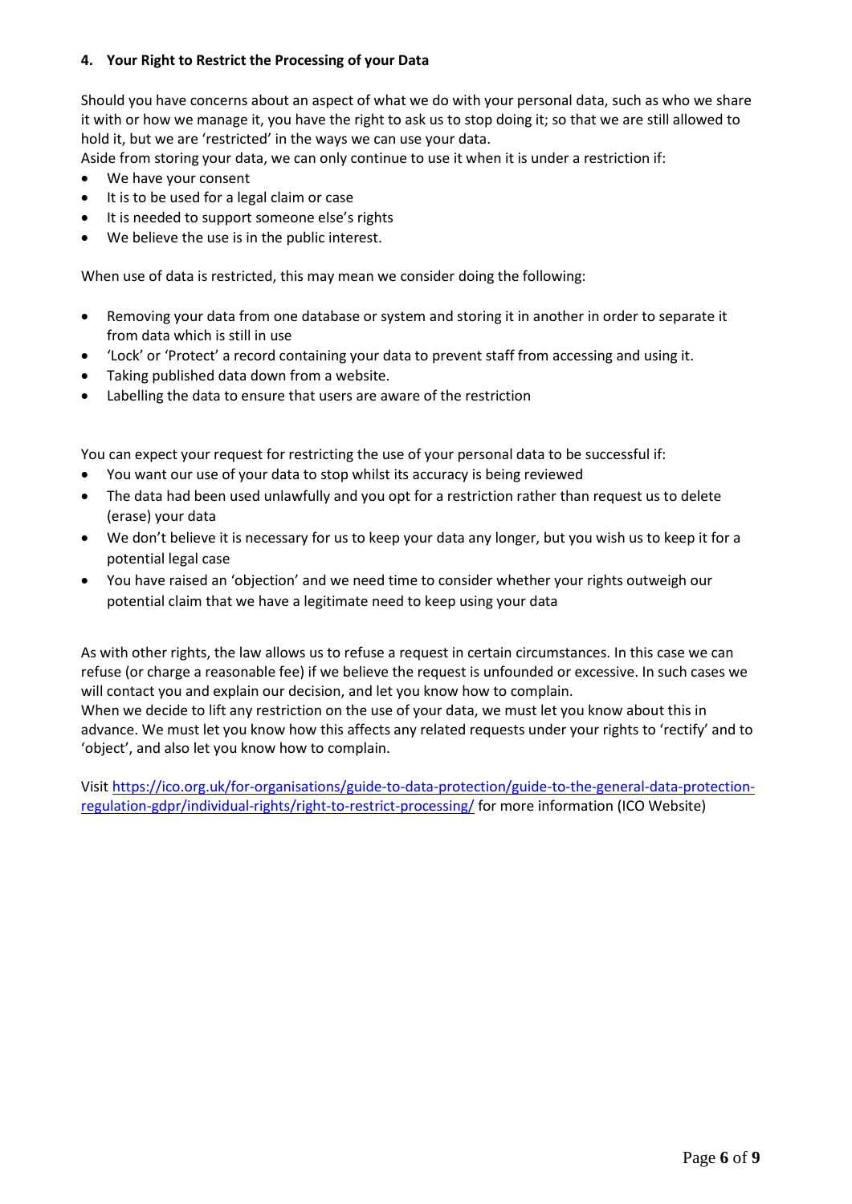## 4. Your Right to Restrict the Processing of your Data

Should you have concerns about an aspect of what we do with your personal data, such as who we share it with or how we manage it, you have the right to ask us to stop doing it; so that we are still allowed to hold it, but we are 'restricted' in the ways we can use your data.

Aside from storing your data, we can only continue to use it when it is under a restriction if:

- We have your consent
- It is to be used for a legal claim or case
- It is needed to support someone else's rights
- We believe the use is in the public interest.

When use of data is restricted, this may mean we consider doing the following:

- Removing your data from one database or system and storing it in another in order to separate it from data which is still in use
- 'Lock' or 'Protect' a record containing your data to prevent staff from accessing and using it.
- Taking published data down from a website.
- Labelling the data to ensure that users are aware of the restriction

You can expect your request for restricting the use of your personal data to be successful if:

- You want our use of your data to stop whilst its accuracy is being reviewed
- The data had been used unlawfully and you opt for a restriction rather than request us to delete (erase) your data
- We don't believe it is necessary for us to keep your data any longer, but you wish us to keep it for a potential legal case
- You have raised an 'objection' and we need time to consider whether your rights outweigh our potential claim that we have a legitimate need to keep using your data

As with other rights, the law allows us to refuse a request in certain circumstances. In this case we can refuse (or charge a reasonable fee) if we believe the request is unfounded or excessive. In such cases we will contact you and explain our decision, and let you know how to complain.

When we decide to lift any restriction on the use of your data, we must let you know about this in advance. We must let you know how this affects any related requests under your rights to 'rectify' and to 'object', and also let you know how to complain.

Visit [https://ico.org.uk/for-organisations/guide-to-data-protection/guide-to-the-general-data-protection-regulation-gdpr/individual-rights/right-to-restrict-processing/](https://ico.org.uk/for-organisations/guide-to-data-protection/guide-to-the-general-data-protection-regulation-gdpr/individual-rights/right-to-restrict-processing/) for more information (ICO Website)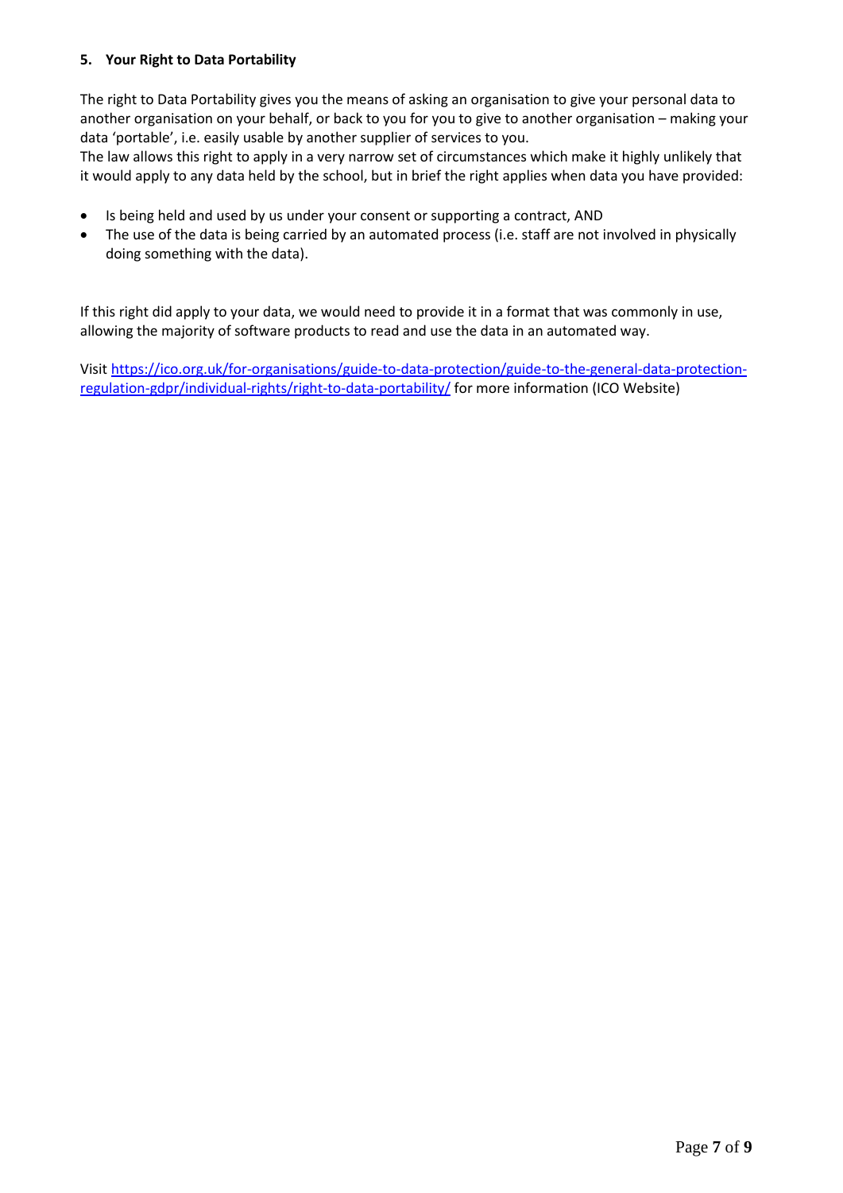## 5. Your Right to Data Portability

The right to Data Portability gives you the means of asking an organisation to give your personal data to another organisation on your behalf, or back to you for you to give to another organisation – making your data 'portable', i.e. easily usable by another supplier of services to you.
The law allows this right to apply in a very narrow set of circumstances which make it highly unlikely that it would apply to any data held by the school, but in brief the right applies when data you have provided:

- Is being held and used by us under your consent or supporting a contract, AND
- The use of the data is being carried by an automated process (i.e. staff are not involved in physically doing something with the data).

If this right did apply to your data, we would need to provide it in a format that was commonly in use, allowing the majority of software products to read and use the data in an automated way.

Visit [https://ico.org.uk/for-organisations/guide-to-data-protection/guide-to-the-general-data-protection-regulation-gdpr/individual-rights/right-to-data-portability/](https://ico.org.uk/for-organisations/guide-to-data-protection/guide-to-the-general-data-protection-regulation-gdpr/individual-rights/right-to-data-portability/) for more information (ICO Website)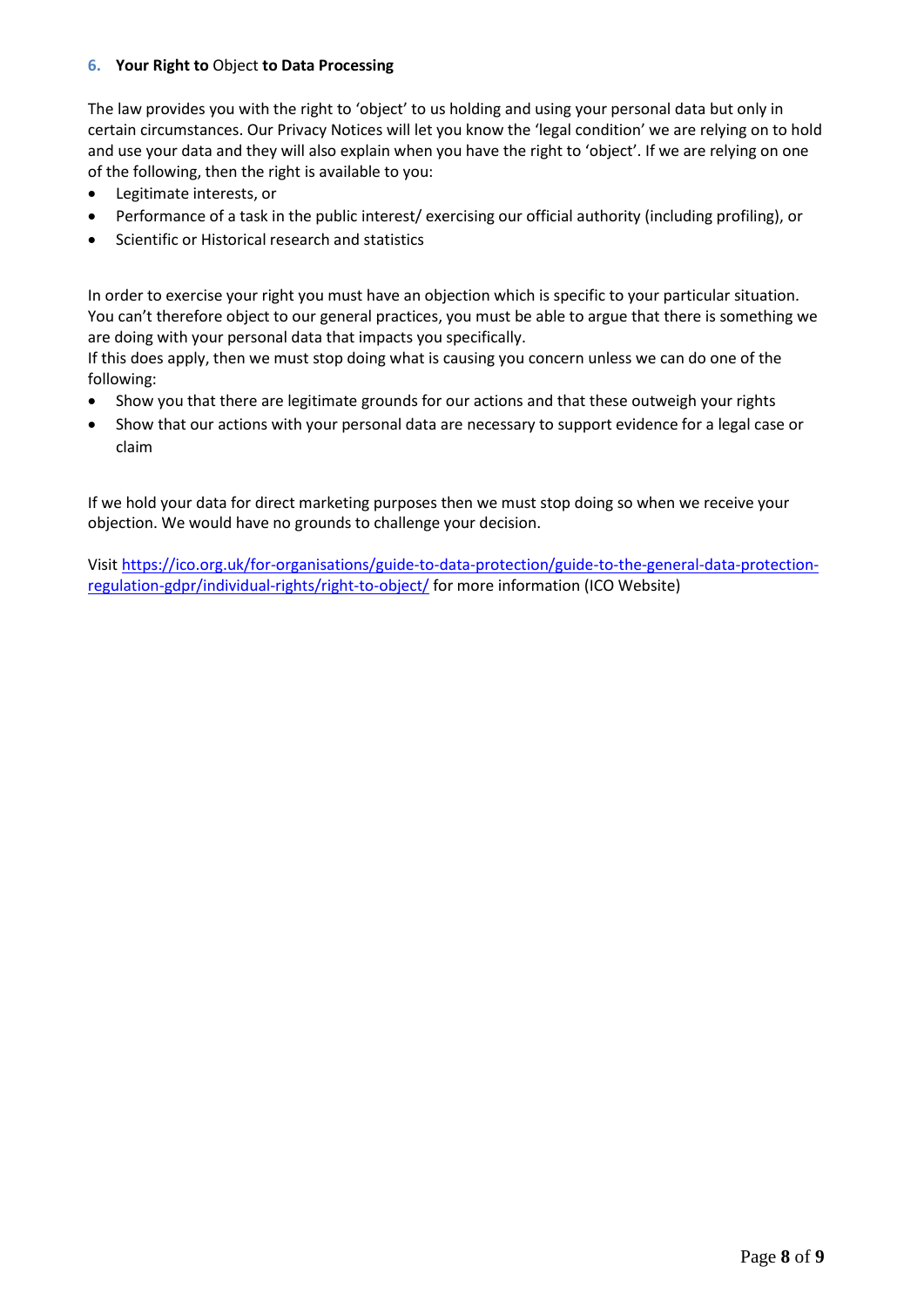### 6. **Your Right to** Object **to Data Processing**

The law provides you with the right to 'object' to us holding and using your personal data but only in certain circumstances. Our Privacy Notices will let you know the 'legal condition' we are relying on to hold and use your data and they will also explain when you have the right to 'object'. If we are relying on one of the following, then the right is available to you:

- Legitimate interests, or
- Performance of a task in the public interest/ exercising our official authority (including profiling), or
- Scientific or Historical research and statistics

In order to exercise your right you must have an objection which is specific to your particular situation. You can't therefore object to our general practices, you must be able to argue that there is something we are doing with your personal data that impacts you specifically.
If this does apply, then we must stop doing what is causing you concern unless we can do one of the following:

- Show you that there are legitimate grounds for our actions and that these outweigh your rights
- Show that our actions with your personal data are necessary to support evidence for a legal case or claim

If we hold your data for direct marketing purposes then we must stop doing so when we receive your objection. We would have no grounds to challenge your decision.

Visit [https://ico.org.uk/for-organisations/guide-to-data-protection/guide-to-the-general-data-protection-regulation-gdpr/individual-rights/right-to-object/](https://ico.org.uk/for-organisations/guide-to-data-protection/guide-to-the-general-data-protection-regulation-gdpr/individual-rights/right-to-object/) for more information (ICO Website)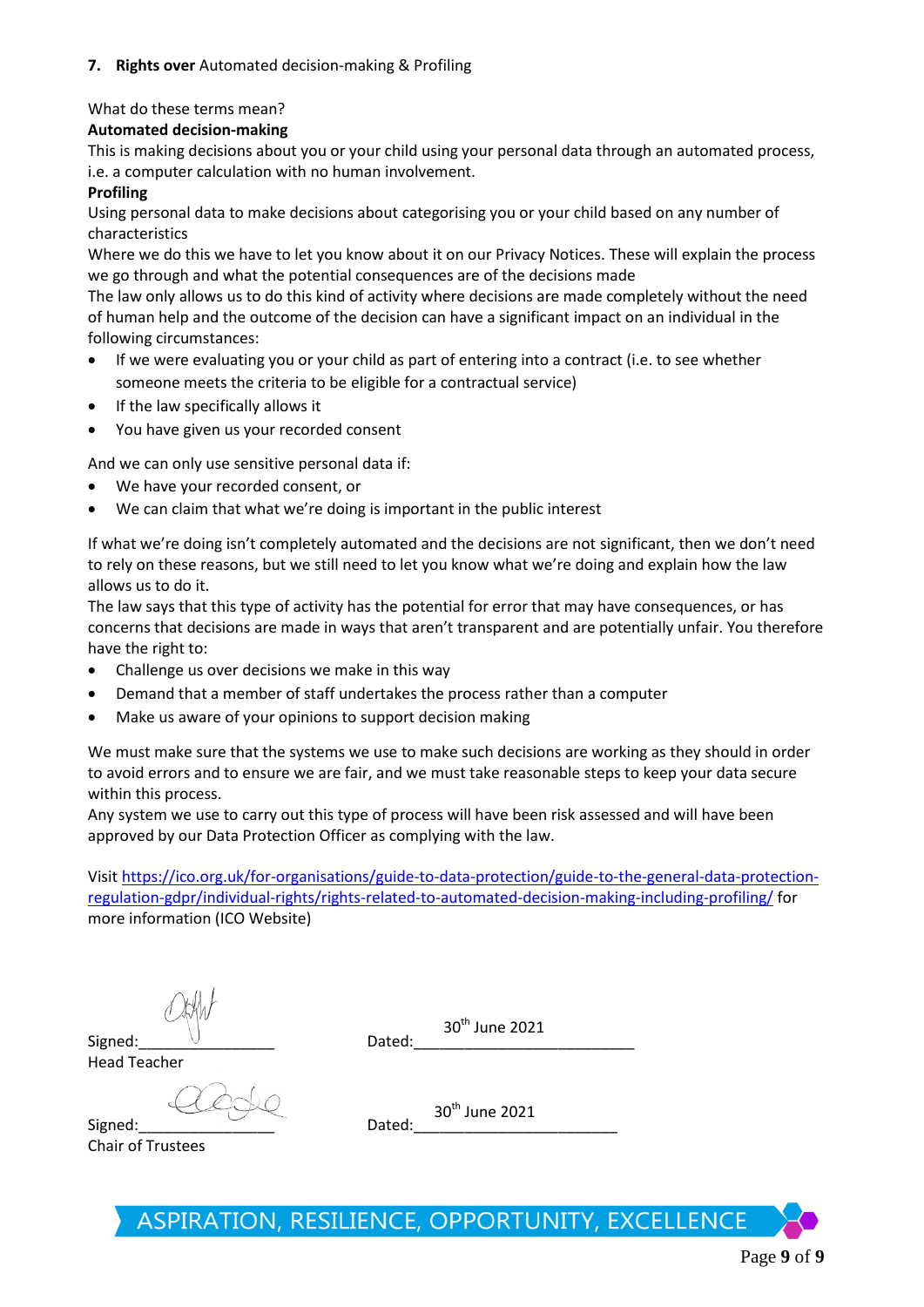**7. Rights over** Automated decision-making & Profiling

What do these terms mean?

**Automated decision-making**

This is making decisions about you or your child using your personal data through an automated process, i.e. a computer calculation with no human involvement.

**Profiling**

Using personal data to make decisions about categorising you or your child based on any number of characteristics

Where we do this we have to let you know about it on our Privacy Notices. These will explain the process we go through and what the potential consequences are of the decisions made

The law only allows us to do this kind of activity where decisions are made completely without the need of human help and the outcome of the decision can have a significant impact on an individual in the following circumstances:

- If we were evaluating you or your child as part of entering into a contract (i.e. to see whether someone meets the criteria to be eligible for a contractual service)
- If the law specifically allows it
- You have given us your recorded consent

And we can only use sensitive personal data if:

- We have your recorded consent, or
- We can claim that what we're doing is important in the public interest

If what we're doing isn't completely automated and the decisions are not significant, then we don't need to rely on these reasons, but we still need to let you know what we're doing and explain how the law allows us to do it.

The law says that this type of activity has the potential for error that may have consequences, or has concerns that decisions are made in ways that aren't transparent and are potentially unfair. You therefore have the right to:

- Challenge us over decisions we make in this way
- Demand that a member of staff undertakes the process rather than a computer
- Make us aware of your opinions to support decision making

We must make sure that the systems we use to make such decisions are working as they should in order to avoid errors and to ensure we are fair, and we must take reasonable steps to keep your data secure within this process.

Any system we use to carry out this type of process will have been risk assessed and will have been approved by our Data Protection Officer as complying with the law.

Visit https://ico.org.uk/for-organisations/guide-to-data-protection/guide-to-the-general-data-protection-regulation-gdpr/individual-rights/rights-related-to-automated-decision-making-including-profiling/ for more information (ICO Website)

Signed:________________ Dated: 30th June 2021

Head Teacher

Signed:________________ Dated: 30th June 2021

Chair of Trustees

ASPIRATION, RESILIENCE, OPPORTUNITY, EXCELLENCE